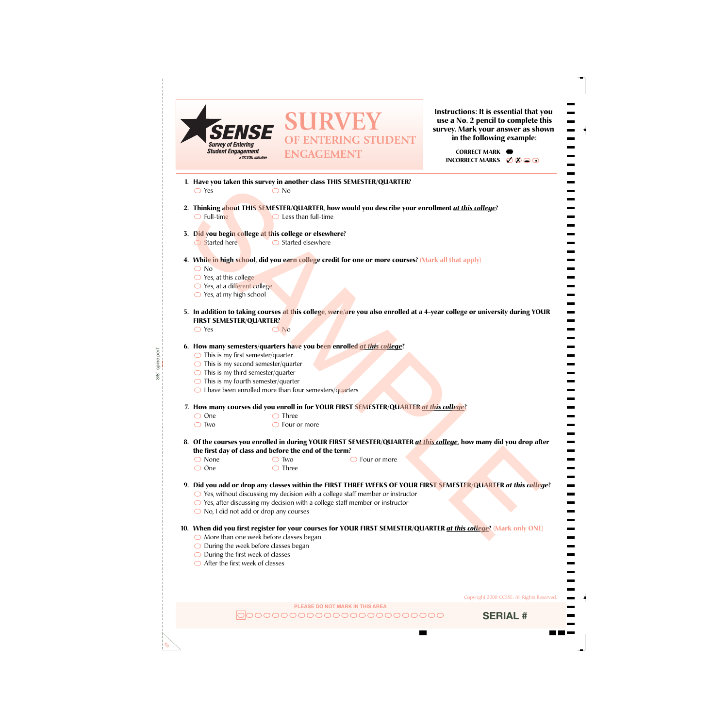# SENSE

Survey of Entering Student Engagement
a CCSSE initiative

# SURVEY OF ENTERING STUDENT ENGAGEMENT

**Instructions: It is essential that you use a No. 2 pencil to complete this survey. Mark your answer as shown in the following example:**

**CORRECT MARK** ⬬
**INCORRECT MARKS** ✓ ✗ ⊖ ⊙

SAMPLE

**1. Have you taken this survey in another class THIS SEMESTER/QUARTER?**
- ○ Yes
- ○ No

**2. Thinking about THIS SEMESTER/QUARTER, how would you describe your enrollment *at this college*?**
- ○ Full-time
- ○ Less than full-time

**3. Did you begin college at this college or elsewhere?**
- ○ Started here
- ○ Started elsewhere

**4. While in high school, did you earn college credit for one or more courses?** (Mark all that apply)
- ○ No
- ○ Yes, at this college
- ○ Yes, at a different college
- ○ Yes, at my high school

**5. In addition to taking courses at this college, were/are you also enrolled at a 4-year college or university during YOUR FIRST SEMESTER/QUARTER?**
- ○ Yes
- ○ No

**6. How many semesters/quarters have you been enrolled *at this college*?**
- ○ This is my first semester/quarter
- ○ This is my second semester/quarter
- ○ This is my third semester/quarter
- ○ This is my fourth semester/quarter
- ○ I have been enrolled more than four semesters/quarters

**7. How many courses did you enroll in for YOUR FIRST SEMESTER/QUARTER *at this college*?**
- ○ One
- ○ Two
- ○ Three
- ○ Four or more

**8. Of the courses you enrolled in during YOUR FIRST SEMESTER/QUARTER *at this college*, how many did you drop after the first day of class and before the end of the term?**
- ○ None
- ○ One
- ○ Two
- ○ Three
- ○ Four or more

**9. Did you add or drop any classes within the FIRST THREE WEEKS OF YOUR FIRST SEMESTER/QUARTER *at this college*?**
- ○ Yes, without discussing my decision with a college staff member or instructor
- ○ Yes, after discussing my decision with a college staff member or instructor
- ○ No, I did not add or drop any courses

**10. When did you first register for your courses for YOUR FIRST SEMESTER/QUARTER *at this college*?** (Mark only ONE)
- ○ More than one week before classes began
- ○ During the week before classes began
- ○ During the first week of classes
- ○ After the first week of classes

Copyright 2008 CCSSE. All Rights Reserved.

PLEASE DO NOT MARK IN THIS AREA

**SERIAL #**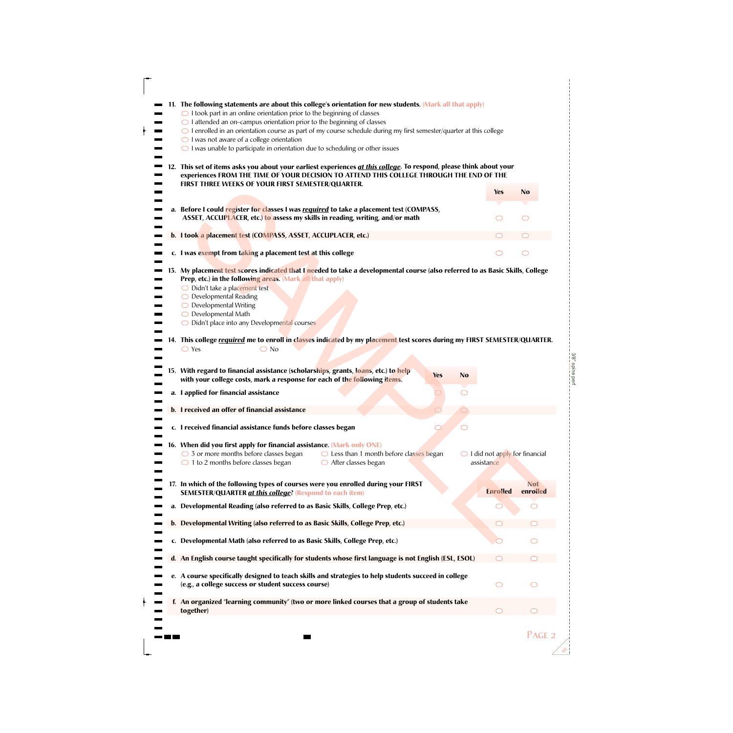**11. The following statements are about this college's orientation for new students.** (Mark all that apply)

- ◯ I took part in an online orientation prior to the beginning of classes
- ◯ I attended an on-campus orientation prior to the beginning of classes
- ◯ I enrolled in an orientation course as part of my course schedule during my first semester/quarter at this college
- ◯ I was not aware of a college orientation
- ◯ I was unable to participate in orientation due to scheduling or other issues

**12. This set of items asks you about your earliest experiences *at this college*. To respond, please think about your experiences FROM THE TIME OF YOUR DECISION TO ATTEND THIS COLLEGE THROUGH THE END OF THE FIRST THREE WEEKS OF YOUR FIRST SEMESTER/QUARTER.**

| | Yes | No |
|---|---|---|
| **a. Before I could register for classes I was *required* to take a placement test (COMPASS, ASSET, ACCUPLACER, etc.) to assess my skills in reading, writing, and/or math** | ◯ | ◯ |
| **b. I took a placement test (COMPASS, ASSET, ACCUPLACER, etc.)** | ◯ | ◯ |
| **c. I was exempt from taking a placement test at this college** | ◯ | ◯ |

**13. My placement test scores indicated that I needed to take a developmental course (also referred to as Basic Skills, College Prep, etc.) in the following areas.** (Mark all that apply)

- ◯ Didn't take a placement test
- ◯ Developmental Reading
- ◯ Developmental Writing
- ◯ Developmental Math
- ◯ Didn't place into any Developmental courses

**14. This college *required* me to enroll in classes indicated by my placement test scores during my FIRST SEMESTER/QUARTER.**

◯ Yes ◯ No

**15. With regard to financial assistance (scholarships, grants, loans, etc.) to help with your college costs, mark a response for each of the following items.**

| | Yes | No |
|---|---|---|
| **a. I applied for financial assistance** | ◯ | ◯ |
| **b. I received an offer of financial assistance** | ◯ | ◯ |
| **c. I received financial assistance funds before classes began** | ◯ | ◯ |

**16. When did you first apply for financial assistance.** (Mark only ONE)

- ◯ 3 or more months before classes began
- ◯ 1 to 2 months before classes began
- ◯ Less than 1 month before classes began
- ◯ After classes began
- ◯ I did not apply for financial assistance

**17. In which of the following types of courses were you enrolled during your FIRST SEMESTER/QUARTER *at this college*?** (Respond to each item)

| | Enrolled | Not enrolled |
|---|---|---|
| **a. Developmental Reading (also referred to as Basic Skills, College Prep, etc.)** | ◯ | ◯ |
| **b. Developmental Writing (also referred to as Basic Skills, College Prep, etc.)** | ◯ | ◯ |
| **c. Developmental Math (also referred to as Basic Skills, College Prep, etc.)** | ◯ | ◯ |
| **d. An English course taught specifically for students whose first language is not English (ESL, ESOL)** | ◯ | ◯ |
| **e. A course specifically designed to teach skills and strategies to help students succeed in college (e.g., a college success or student success course)** | ◯ | ◯ |
| **f. An organized "learning community" (two or more linked courses that a group of students take together)** | ◯ | ◯ |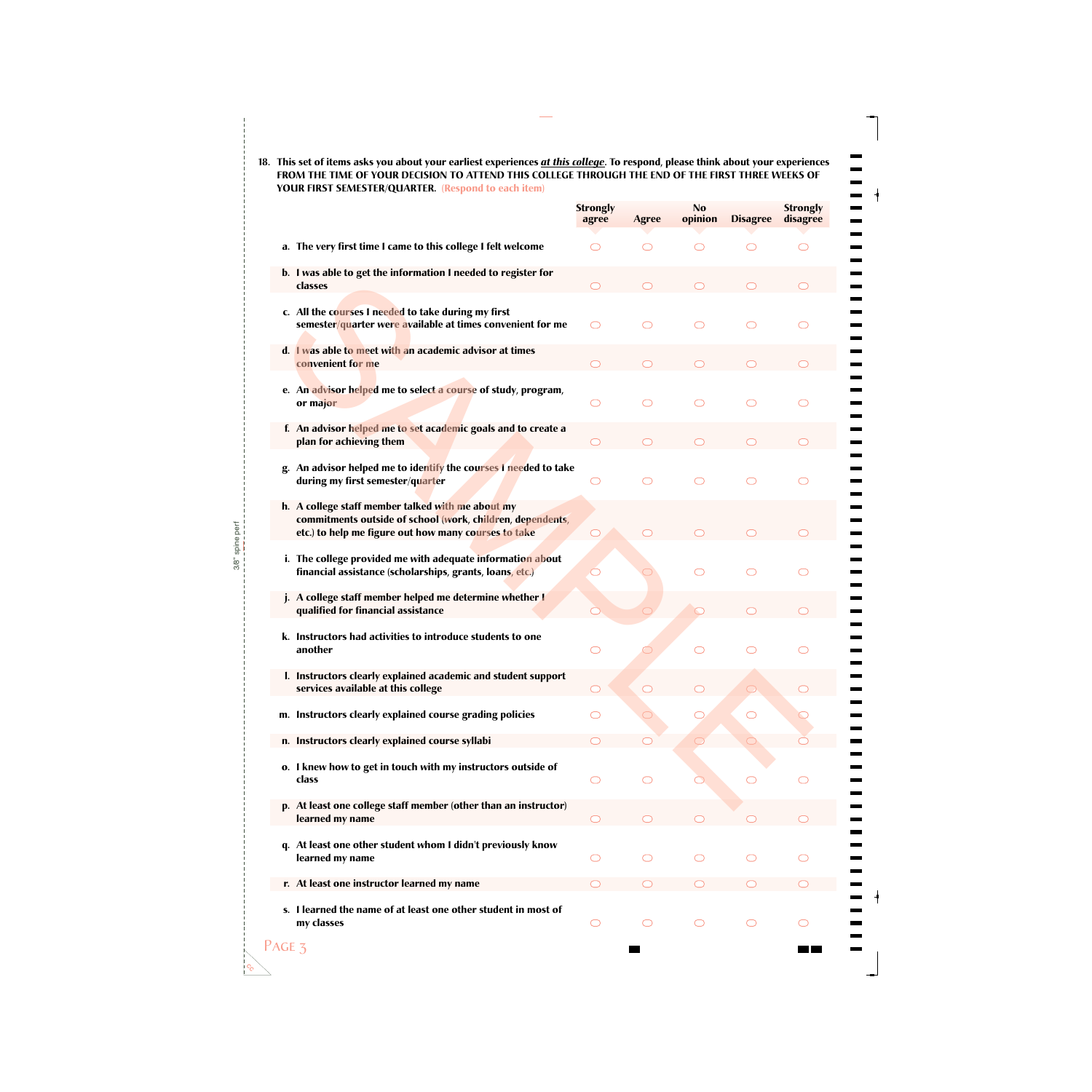**18. This set of items asks you about your earliest experiences *at this college*. To respond, please think about your experiences FROM THE TIME OF YOUR DECISION TO ATTEND THIS COLLEGE THROUGH THE END OF THE FIRST THREE WEEKS OF YOUR FIRST SEMESTER/QUARTER.** (Respond to each item)

| | Strongly agree | Agree | No opinion | Disagree | Strongly disagree |
|---|---|---|---|---|---|
| a. The very first time I came to this college I felt welcome | ○ | ○ | ○ | ○ | ○ |
| b. I was able to get the information I needed to register for classes | ○ | ○ | ○ | ○ | ○ |
| c. All the courses I needed to take during my first semester/quarter were available at times convenient for me | ○ | ○ | ○ | ○ | ○ |
| d. I was able to meet with an academic advisor at times convenient for me | ○ | ○ | ○ | ○ | ○ |
| e. An advisor helped me to select a course of study, program, or major | ○ | ○ | ○ | ○ | ○ |
| f. An advisor helped me to set academic goals and to create a plan for achieving them | ○ | ○ | ○ | ○ | ○ |
| g. An advisor helped me to identify the courses I needed to take during my first semester/quarter | ○ | ○ | ○ | ○ | ○ |
| h. A college staff member talked with me about my commitments outside of school (work, children, dependents, etc.) to help me figure out how many courses to take | ○ | ○ | ○ | ○ | ○ |
| i. The college provided me with adequate information about financial assistance (scholarships, grants, loans, etc.) | ○ | ○ | ○ | ○ | ○ |
| j. A college staff member helped me determine whether I qualified for financial assistance | ○ | ○ | ○ | ○ | ○ |
| k. Instructors had activities to introduce students to one another | ○ | ○ | ○ | ○ | ○ |
| l. Instructors clearly explained academic and student support services available at this college | ○ | ○ | ○ | ○ | ○ |
| m. Instructors clearly explained course grading policies | ○ | ○ | ○ | ○ | ○ |
| n. Instructors clearly explained course syllabi | ○ | ○ | ○ | ○ | ○ |
| o. I knew how to get in touch with my instructors outside of class | ○ | ○ | ○ | ○ | ○ |
| p. At least one college staff member (other than an instructor) learned my name | ○ | ○ | ○ | ○ | ○ |
| q. At least one other student whom I didn't previously know learned my name | ○ | ○ | ○ | ○ | ○ |
| r. At least one instructor learned my name | ○ | ○ | ○ | ○ | ○ |
| s. I learned the name of at least one other student in most of my classes | ○ | ○ | ○ | ○ | ○ |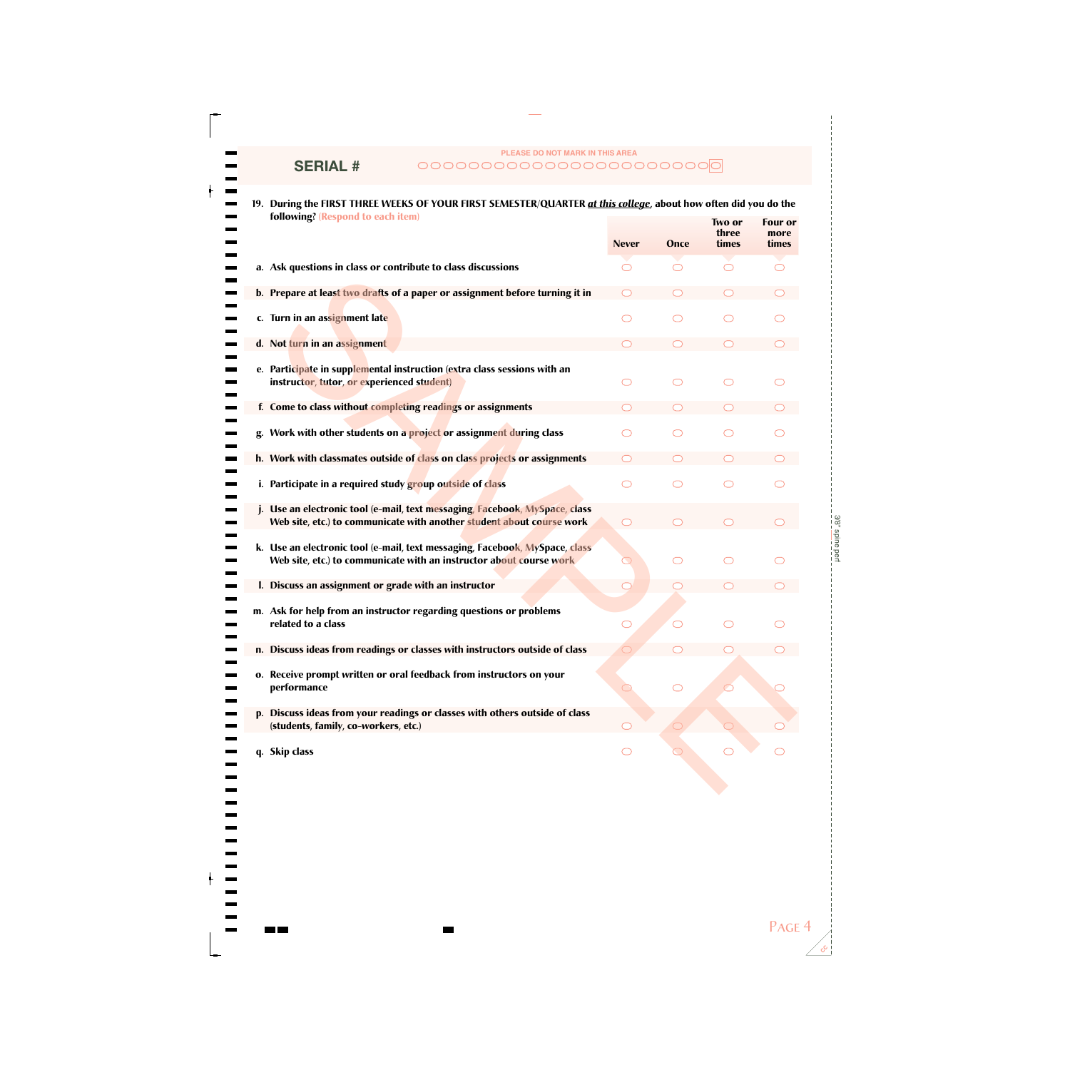SERIAL #

PLEASE DO NOT MARK IN THIS AREA

19. During the FIRST THREE WEEKS OF YOUR FIRST SEMESTER/QUARTER ***at this college***, about how often did you do the following? (Respond to each item)

| | Never | Once | Two or three times | Four or more times |
|---|---|---|---|---|
| a. Ask questions in class or contribute to class discussions | ○ | ○ | ○ | ○ |
| b. Prepare at least two drafts of a paper or assignment before turning it in | ○ | ○ | ○ | ○ |
| c. Turn in an assignment late | ○ | ○ | ○ | ○ |
| d. Not turn in an assignment | ○ | ○ | ○ | ○ |
| e. Participate in supplemental instruction (extra class sessions with an instructor, tutor, or experienced student) | ○ | ○ | ○ | ○ |
| f. Come to class without completing readings or assignments | ○ | ○ | ○ | ○ |
| g. Work with other students on a project or assignment during class | ○ | ○ | ○ | ○ |
| h. Work with classmates outside of class on class projects or assignments | ○ | ○ | ○ | ○ |
| i. Participate in a required study group outside of class | ○ | ○ | ○ | ○ |
| j. Use an electronic tool (e-mail, text messaging, Facebook, MySpace, class Web site, etc.) to communicate with another student about course work | ○ | ○ | ○ | ○ |
| k. Use an electronic tool (e-mail, text messaging, Facebook, MySpace, class Web site, etc.) to communicate with an instructor about course work | ○ | ○ | ○ | ○ |
| l. Discuss an assignment or grade with an instructor | ○ | ○ | ○ | ○ |
| m. Ask for help from an instructor regarding questions or problems related to a class | ○ | ○ | ○ | ○ |
| n. Discuss ideas from readings or classes with instructors outside of class | ○ | ○ | ○ | ○ |
| o. Receive prompt written or oral feedback from instructors on your performance | ○ | ○ | ○ | ○ |
| p. Discuss ideas from your readings or classes with others outside of class (students, family, co-workers, etc.) | ○ | ○ | ○ | ○ |
| q. Skip class | ○ | ○ | ○ | ○ |

SAMPLE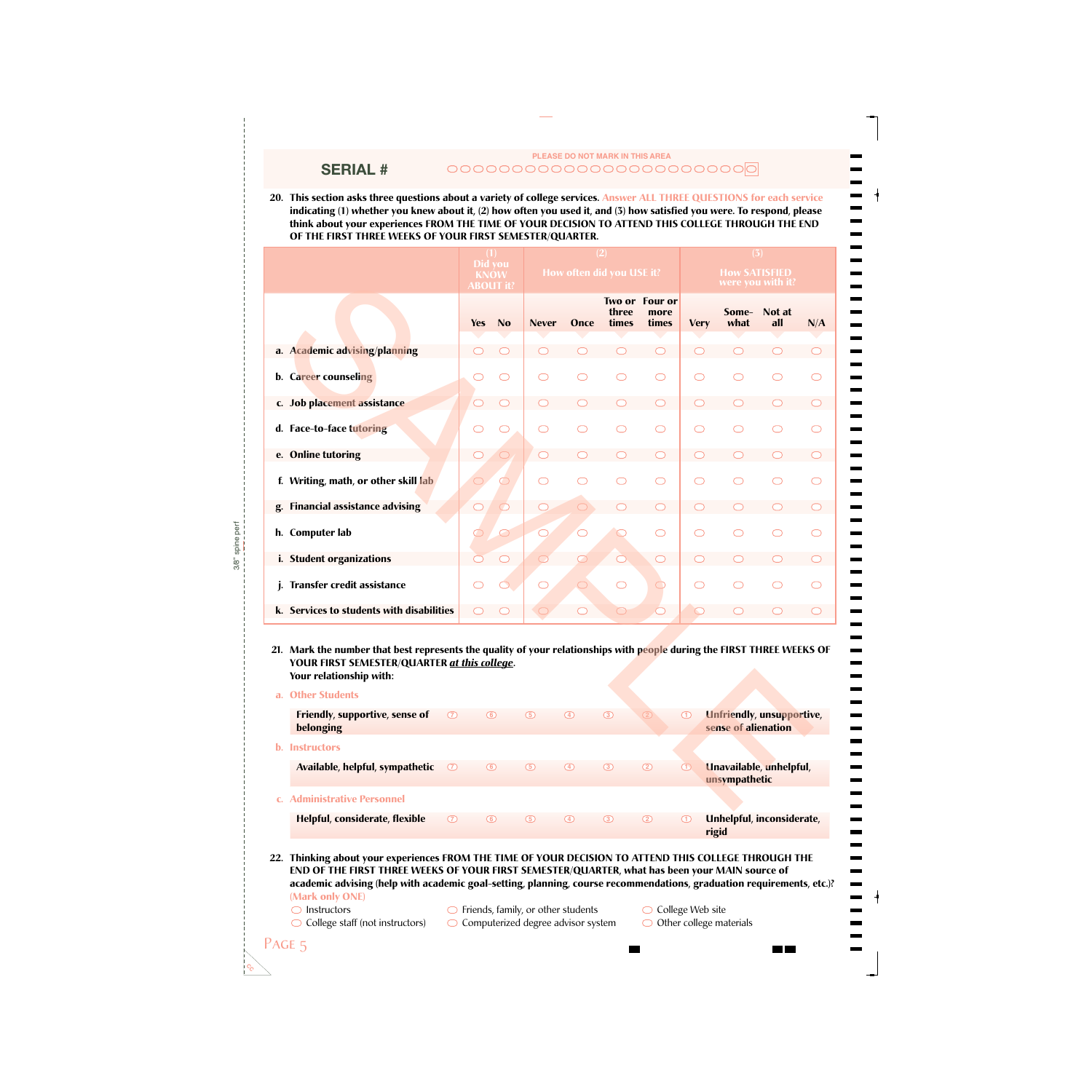SERIAL #

PLEASE DO NOT MARK IN THIS AREA

**20. This section asks three questions about a variety of college services.** Answer ALL THREE QUESTIONS for each service **indicating (1) whether you knew about it, (2) how often you used it, and (3) how satisfied you were. To respond, please think about your experiences FROM THE TIME OF YOUR DECISION TO ATTEND THIS COLLEGE THROUGH THE END OF THE FIRST THREE WEEKS OF YOUR FIRST SEMESTER/QUARTER.**

| | (1) Did you KNOW ABOUT it? | | (2) How often did you USE it? | | | | (3) How SATISFIED were you with it? | | | |
|---|---|---|---|---|---|---|---|---|---|---|
| | Yes | No | Never | Once | Two or three times | Four or more times | Very | Some-what | Not at all | N/A |
| a. Academic advising/planning | ○ | ○ | ○ | ○ | ○ | ○ | ○ | ○ | ○ | ○ |
| b. Career counseling | ○ | ○ | ○ | ○ | ○ | ○ | ○ | ○ | ○ | ○ |
| c. Job placement assistance | ○ | ○ | ○ | ○ | ○ | ○ | ○ | ○ | ○ | ○ |
| d. Face-to-face tutoring | ○ | ○ | ○ | ○ | ○ | ○ | ○ | ○ | ○ | ○ |
| e. Online tutoring | ○ | ○ | ○ | ○ | ○ | ○ | ○ | ○ | ○ | ○ |
| f. Writing, math, or other skill lab | ○ | ○ | ○ | ○ | ○ | ○ | ○ | ○ | ○ | ○ |
| g. Financial assistance advising | ○ | ○ | ○ | ○ | ○ | ○ | ○ | ○ | ○ | ○ |
| h. Computer lab | ○ | ○ | ○ | ○ | ○ | ○ | ○ | ○ | ○ | ○ |
| i. Student organizations | ○ | ○ | ○ | ○ | ○ | ○ | ○ | ○ | ○ | ○ |
| j. Transfer credit assistance | ○ | ○ | ○ | ○ | ○ | ○ | ○ | ○ | ○ | ○ |
| k. Services to students with disabilities | ○ | ○ | ○ | ○ | ○ | ○ | ○ | ○ | ○ | ○ |

**21. Mark the number that best represents the quality of your relationships with people during the FIRST THREE WEEKS OF YOUR FIRST SEMESTER/QUARTER *at this college*.**
**Your relationship with:**

a. Other Students

| | | | | | | | |
|---|---|---|---|---|---|---|---|
| **Friendly, supportive, sense of belonging** | ⑦ | ⑥ | ⑤ | ④ | ③ | ② | ① **Unfriendly, unsupportive, sense of alienation** |

b. Instructors

| | | | | | | | |
|---|---|---|---|---|---|---|---|
| **Available, helpful, sympathetic** | ⑦ | ⑥ | ⑤ | ④ | ③ | ② | ① **Unavailable, unhelpful, unsympathetic** |

c. Administrative Personnel

| | | | | | | | |
|---|---|---|---|---|---|---|---|
| **Helpful, considerate, flexible** | ⑦ | ⑥ | ⑤ | ④ | ③ | ② | ① **Unhelpful, inconsiderate, rigid** |

**22. Thinking about your experiences FROM THE TIME OF YOUR DECISION TO ATTEND THIS COLLEGE THROUGH THE END OF THE FIRST THREE WEEKS OF YOUR FIRST SEMESTER/QUARTER, what has been your MAIN source of academic advising (help with academic goal-setting, planning, course recommendations, graduation requirements, etc.)?** (Mark only ONE)

- ○ Instructors
- ○ College staff (not instructors)
- ○ Friends, family, or other students
- ○ Computerized degree advisor system
- ○ College Web site
- ○ Other college materials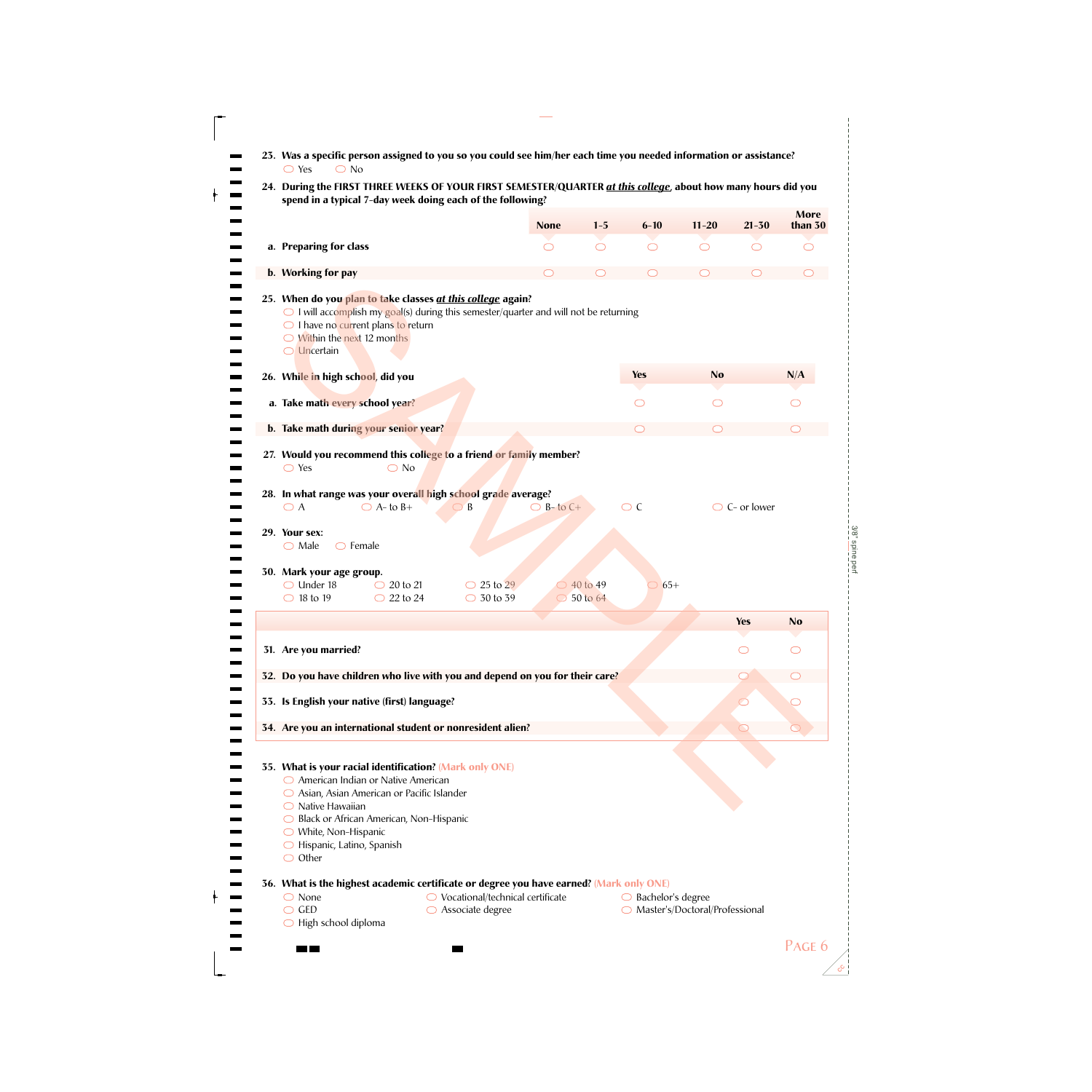**23. Was a specific person assigned to you so you could see him/her each time you needed information or assistance?**

- ◯ Yes
- ◯ No

**24. During the FIRST THREE WEEKS OF YOUR FIRST SEMESTER/QUARTER *at this college*, about how many hours did you spend in a typical 7-day week doing each of the following?**

| | None | 1–5 | 6–10 | 11–20 | 21–30 | More than 30 |
|---|---|---|---|---|---|---|
| **a. Preparing for class** | ◯ | ◯ | ◯ | ◯ | ◯ | ◯ |
| **b. Working for pay** | ◯ | ◯ | ◯ | ◯ | ◯ | ◯ |

**25. When do you plan to take classes *at this college* again?**

- ◯ I will accomplish my goal(s) during this semester/quarter and will not be returning
- ◯ I have no current plans to return
- ◯ Within the next 12 months
- ◯ Uncertain

**26. While in high school, did you**

| | Yes | No | N/A |
|---|---|---|---|
| **a. Take math every school year?** | ◯ | ◯ | ◯ |
| **b. Take math during your senior year?** | ◯ | ◯ | ◯ |

**27. Would you recommend this college to a friend or family member?**

- ◯ Yes
- ◯ No

**28. In what range was your overall high school grade average?**

- ◯ A
- ◯ A- to B+
- ◯ B
- ◯ B- to C+
- ◯ C
- ◯ C- or lower

**29. Your sex:**

- ◯ Male
- ◯ Female

**30. Mark your age group.**

- ◯ Under 18
- ◯ 18 to 19
- ◯ 20 to 21
- ◯ 22 to 24
- ◯ 25 to 29
- ◯ 30 to 39
- ◯ 40 to 49
- ◯ 50 to 64
- ◯ 65+

| | Yes | No |
|---|---|---|
| **31. Are you married?** | ◯ | ◯ |
| **32. Do you have children who live with you and depend on you for their care?** | ◯ | ◯ |
| **33. Is English your native (first) language?** | ◯ | ◯ |
| **34. Are you an international student or nonresident alien?** | ◯ | ◯ |

**35. What is your racial identification?** (Mark only ONE)

- ◯ American Indian or Native American
- ◯ Asian, Asian American or Pacific Islander
- ◯ Native Hawaiian
- ◯ Black or African American, Non-Hispanic
- ◯ White, Non-Hispanic
- ◯ Hispanic, Latino, Spanish
- ◯ Other

**36. What is the highest academic certificate or degree you have earned?** (Mark only ONE)

- ◯ None
- ◯ GED
- ◯ High school diploma
- ◯ Vocational/technical certificate
- ◯ Associate degree
- ◯ Bachelor's degree
- ◯ Master's/Doctoral/Professional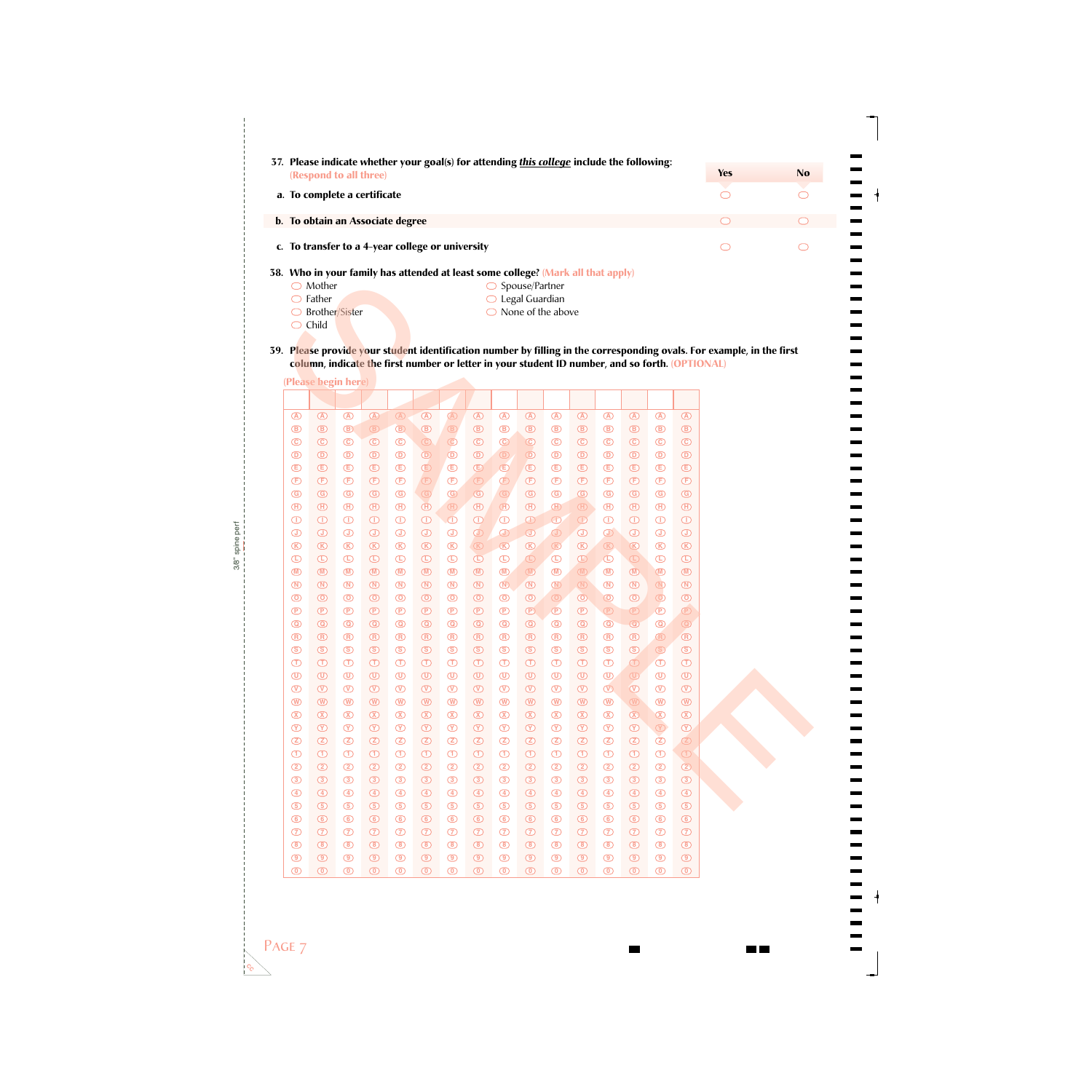**37. Please indicate whether your goal(s) for attending *this college* include the following:** (Respond to all three)

| | Yes | No |
|---|---|---|
| **a. To complete a certificate** | ⬭ | ⬭ |
| **b. To obtain an Associate degree** | ⬭ | ⬭ |
| **c. To transfer to a 4-year college or university** | ⬭ | ⬭ |

**38. Who in your family has attended at least some college?** (Mark all that apply)

- ⬭ Mother
- ⬭ Father
- ⬭ Brother/Sister
- ⬭ Child
- ⬭ Spouse/Partner
- ⬭ Legal Guardian
- ⬭ None of the above

**39. Please provide your student identification number by filling in the corresponding ovals. For example, in the first column, indicate the first number or letter in your student ID number, and so forth.** (OPTIONAL)

(Please begin here)

| | | | | | | | | | | | | | | | |
|---|---|---|---|---|---|---|---|---|---|---|---|---|---|---|---|
| | | | | | | | | | | | | | | | |
| A | A | A | A | A | A | A | A | A | A | A | A | A | A | A | A |
| B | B | B | B | B | B | B | B | B | B | B | B | B | B | B | B |
| C | C | C | C | C | C | C | C | C | C | C | C | C | C | C | C |
| D | D | D | D | D | D | D | D | D | D | D | D | D | D | D | D |
| E | E | E | E | E | E | E | E | E | E | E | E | E | E | E | E |
| F | F | F | F | F | F | F | F | F | F | F | F | F | F | F | F |
| G | G | G | G | G | G | G | G | G | G | G | G | G | G | G | G |
| H | H | H | H | H | H | H | H | H | H | H | H | H | H | H | H |
| I | I | I | I | I | I | I | I | I | I | I | I | I | I | I | I |
| J | J | J | J | J | J | J | J | J | J | J | J | J | J | J | J |
| K | K | K | K | K | K | K | K | K | K | K | K | K | K | K | K |
| L | L | L | L | L | L | L | L | L | L | L | L | L | L | L | L |
| M | M | M | M | M | M | M | M | M | M | M | M | M | M | M | M |
| N | N | N | N | N | N | N | N | N | N | N | N | N | N | N | N |
| O | O | O | O | O | O | O | O | O | O | O | O | O | O | O | O |
| P | P | P | P | P | P | P | P | P | P | P | P | P | P | P | P |
| Q | Q | Q | Q | Q | Q | Q | Q | Q | Q | Q | Q | Q | Q | Q | Q |
| R | R | R | R | R | R | R | R | R | R | R | R | R | R | R | R |
| S | S | S | S | S | S | S | S | S | S | S | S | S | S | S | S |
| T | T | T | T | T | T | T | T | T | T | T | T | T | T | T | T |
| U | U | U | U | U | U | U | U | U | U | U | U | U | U | U | U |
| V | V | V | V | V | V | V | V | V | V | V | V | V | V | V | V |
| W | W | W | W | W | W | W | W | W | W | W | W | W | W | W | W |
| X | X | X | X | X | X | X | X | X | X | X | X | X | X | X | X |
| Y | Y | Y | Y | Y | Y | Y | Y | Y | Y | Y | Y | Y | Y | Y | Y |
| Z | Z | Z | Z | Z | Z | Z | Z | Z | Z | Z | Z | Z | Z | Z | Z |
| 1 | 1 | 1 | 1 | 1 | 1 | 1 | 1 | 1 | 1 | 1 | 1 | 1 | 1 | 1 | 1 |
| 2 | 2 | 2 | 2 | 2 | 2 | 2 | 2 | 2 | 2 | 2 | 2 | 2 | 2 | 2 | 2 |
| 3 | 3 | 3 | 3 | 3 | 3 | 3 | 3 | 3 | 3 | 3 | 3 | 3 | 3 | 3 | 3 |
| 4 | 4 | 4 | 4 | 4 | 4 | 4 | 4 | 4 | 4 | 4 | 4 | 4 | 4 | 4 | 4 |
| 5 | 5 | 5 | 5 | 5 | 5 | 5 | 5 | 5 | 5 | 5 | 5 | 5 | 5 | 5 | 5 |
| 6 | 6 | 6 | 6 | 6 | 6 | 6 | 6 | 6 | 6 | 6 | 6 | 6 | 6 | 6 | 6 |
| 7 | 7 | 7 | 7 | 7 | 7 | 7 | 7 | 7 | 7 | 7 | 7 | 7 | 7 | 7 | 7 |
| 8 | 8 | 8 | 8 | 8 | 8 | 8 | 8 | 8 | 8 | 8 | 8 | 8 | 8 | 8 | 8 |
| 9 | 9 | 9 | 9 | 9 | 9 | 9 | 9 | 9 | 9 | 9 | 9 | 9 | 9 | 9 | 9 |
| 0 | 0 | 0 | 0 | 0 | 0 | 0 | 0 | 0 | 0 | 0 | 0 | 0 | 0 | 0 | 0 |

SAMPLE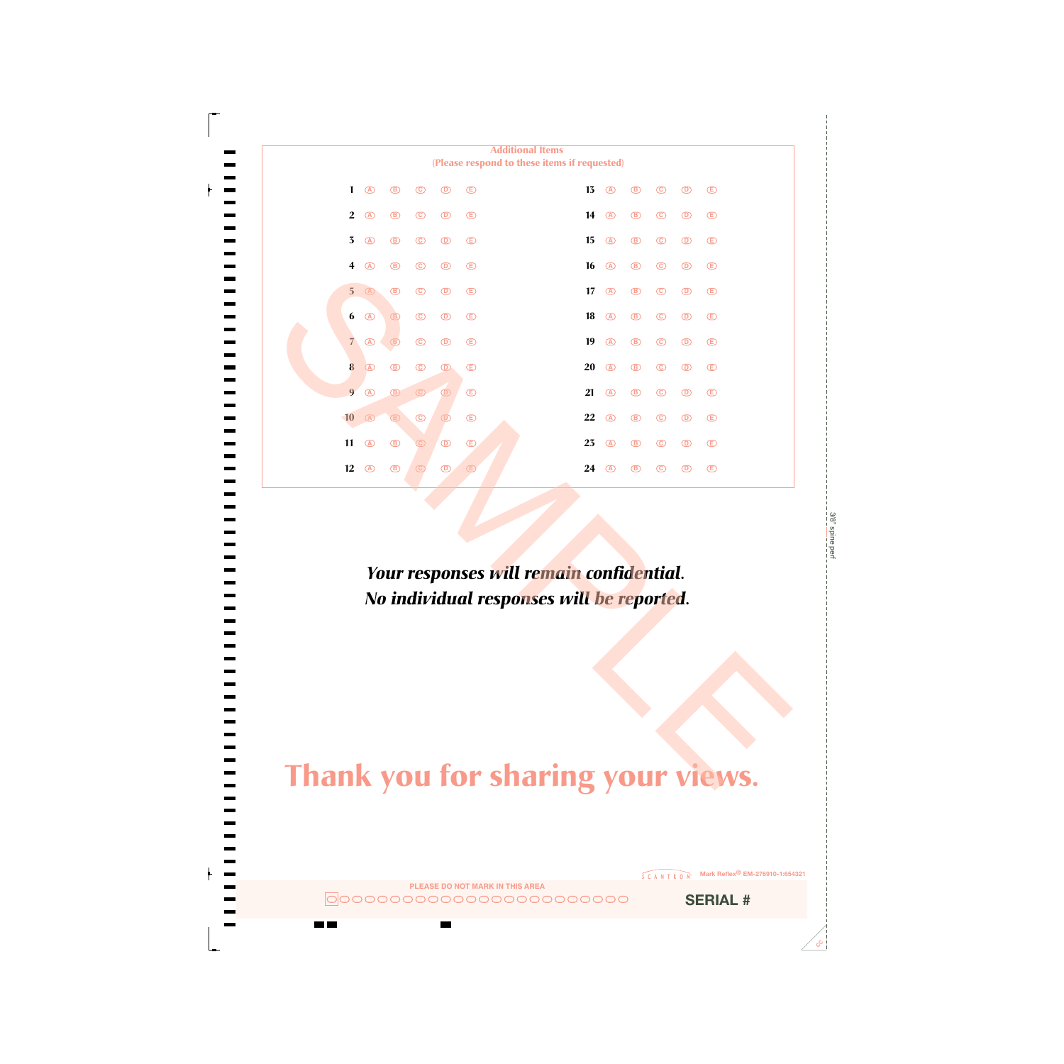**Additional Items**
**(Please respond to these items if requested)**

| | | | | | | | | | | | |
|---|---|---|---|---|---|---|---|---|---|---|---|
| 1 | A | B | C | D | E | 13 | A | B | C | D | E |
| 2 | A | B | C | D | E | 14 | A | B | C | D | E |
| 3 | A | B | C | D | E | 15 | A | B | C | D | E |
| 4 | A | B | C | D | E | 16 | A | B | C | D | E |
| 5 | A | B | C | D | E | 17 | A | B | C | D | E |
| 6 | A | B | C | D | E | 18 | A | B | C | D | E |
| 7 | A | B | C | D | E | 19 | A | B | C | D | E |
| 8 | A | B | C | D | E | 20 | A | B | C | D | E |
| 9 | A | B | C | D | E | 21 | A | B | C | D | E |
| 10 | A | B | C | D | E | 22 | A | B | C | D | E |
| 11 | A | B | C | D | E | 23 | A | B | C | D | E |
| 12 | A | B | C | D | E | 24 | A | B | C | D | E |

SAMPLE

***Your responses will remain confidential.***
***No individual responses will be reported.***

# Thank you for sharing your views.

SCANTRON Mark Reflex® EM-276910-1:654321

PLEASE DO NOT MARK IN THIS AREA

**SERIAL #**

3/8" spine perf